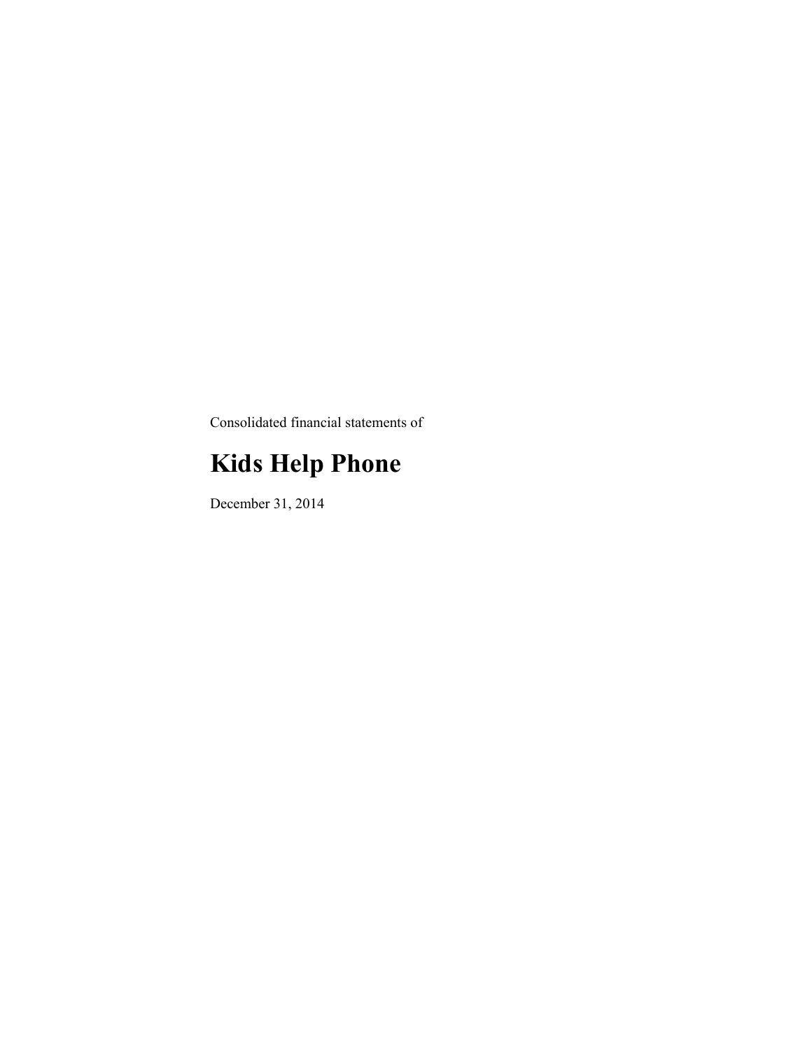Consolidated financial statements of

# Kids Help Phone

December 31, 2014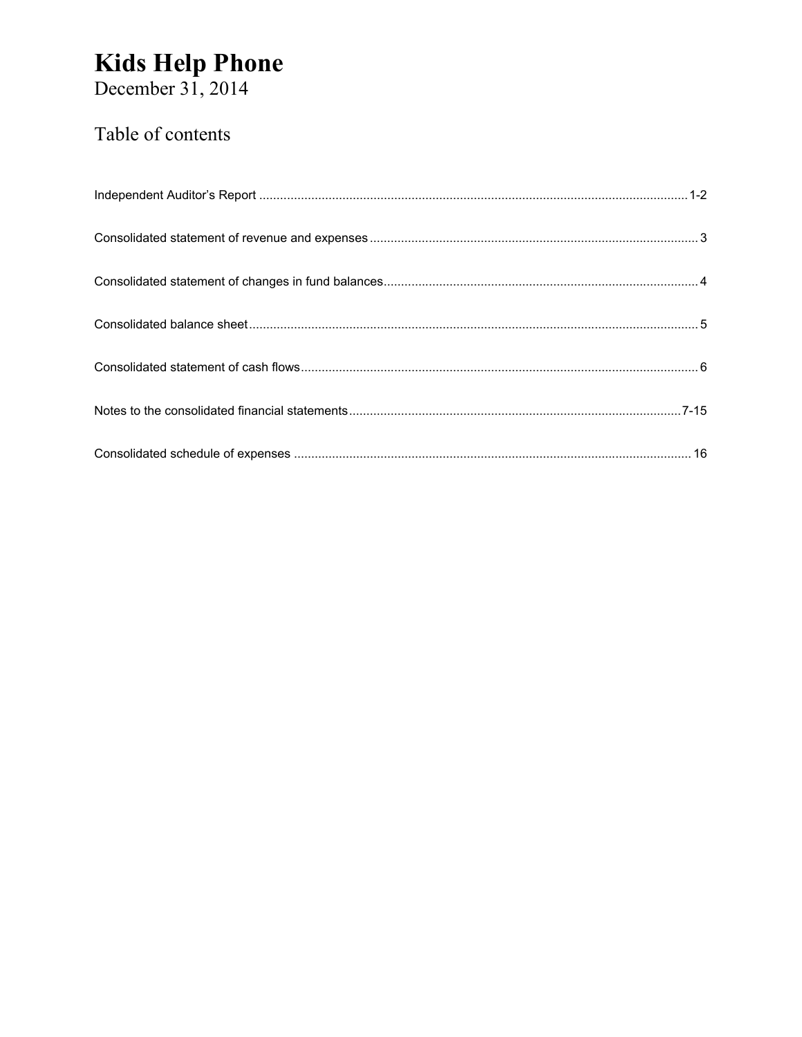# Kids Help Phone

December 31, 2014

## Table of contents

| | |
|---|---|
| Independent Auditor's Report | 1-2 |
| Consolidated statement of revenue and expenses | 3 |
| Consolidated statement of changes in fund balances | 4 |
| Consolidated balance sheet | 5 |
| Consolidated statement of cash flows | 6 |
| Notes to the consolidated financial statements | 7-15 |
| Consolidated schedule of expenses | 16 |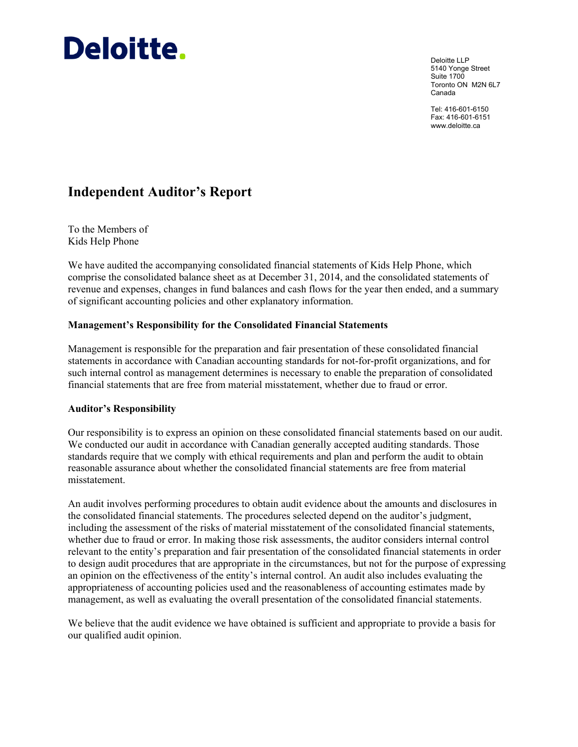Deloitte.

Deloitte LLP
5140 Yonge Street
Suite 1700
Toronto ON M2N 6L7
Canada

Tel: 416-601-6150
Fax: 416-601-6151
www.deloitte.ca

# Independent Auditor's Report

To the Members of
Kids Help Phone

We have audited the accompanying consolidated financial statements of Kids Help Phone, which comprise the consolidated balance sheet as at December 31, 2014, and the consolidated statements of revenue and expenses, changes in fund balances and cash flows for the year then ended, and a summary of significant accounting policies and other explanatory information.

### Management's Responsibility for the Consolidated Financial Statements

Management is responsible for the preparation and fair presentation of these consolidated financial statements in accordance with Canadian accounting standards for not-for-profit organizations, and for such internal control as management determines is necessary to enable the preparation of consolidated financial statements that are free from material misstatement, whether due to fraud or error.

### Auditor's Responsibility

Our responsibility is to express an opinion on these consolidated financial statements based on our audit. We conducted our audit in accordance with Canadian generally accepted auditing standards. Those standards require that we comply with ethical requirements and plan and perform the audit to obtain reasonable assurance about whether the consolidated financial statements are free from material misstatement.

An audit involves performing procedures to obtain audit evidence about the amounts and disclosures in the consolidated financial statements. The procedures selected depend on the auditor's judgment, including the assessment of the risks of material misstatement of the consolidated financial statements, whether due to fraud or error. In making those risk assessments, the auditor considers internal control relevant to the entity's preparation and fair presentation of the consolidated financial statements in order to design audit procedures that are appropriate in the circumstances, but not for the purpose of expressing an opinion on the effectiveness of the entity's internal control. An audit also includes evaluating the appropriateness of accounting policies used and the reasonableness of accounting estimates made by management, as well as evaluating the overall presentation of the consolidated financial statements.

We believe that the audit evidence we have obtained is sufficient and appropriate to provide a basis for our qualified audit opinion.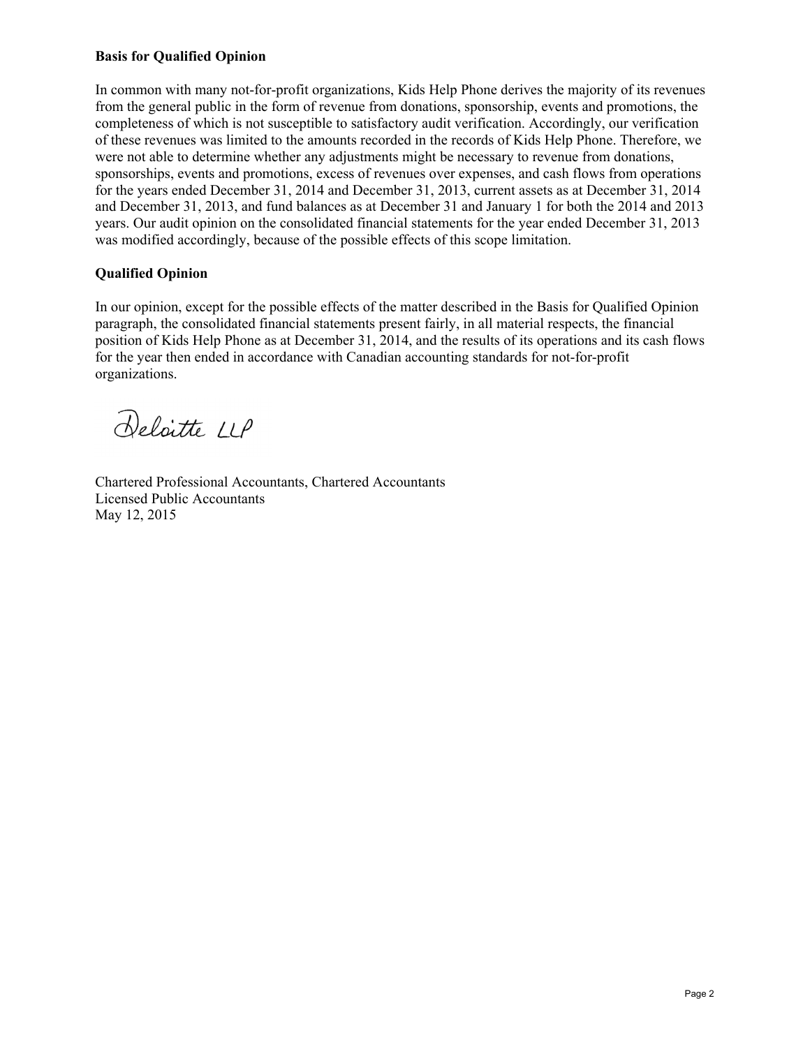**Basis for Qualified Opinion**

In common with many not-for-profit organizations, Kids Help Phone derives the majority of its revenues from the general public in the form of revenue from donations, sponsorship, events and promotions, the completeness of which is not susceptible to satisfactory audit verification. Accordingly, our verification of these revenues was limited to the amounts recorded in the records of Kids Help Phone. Therefore, we were not able to determine whether any adjustments might be necessary to revenue from donations, sponsorships, events and promotions, excess of revenues over expenses, and cash flows from operations for the years ended December 31, 2014 and December 31, 2013, current assets as at December 31, 2014 and December 31, 2013, and fund balances as at December 31 and January 1 for both the 2014 and 2013 years. Our audit opinion on the consolidated financial statements for the year ended December 31, 2013 was modified accordingly, because of the possible effects of this scope limitation.

**Qualified Opinion**

In our opinion, except for the possible effects of the matter described in the Basis for Qualified Opinion paragraph, the consolidated financial statements present fairly, in all material respects, the financial position of Kids Help Phone as at December 31, 2014, and the results of its operations and its cash flows for the year then ended in accordance with Canadian accounting standards for not-for-profit organizations.

Deloitte LLP

Chartered Professional Accountants, Chartered Accountants
Licensed Public Accountants
May 12, 2015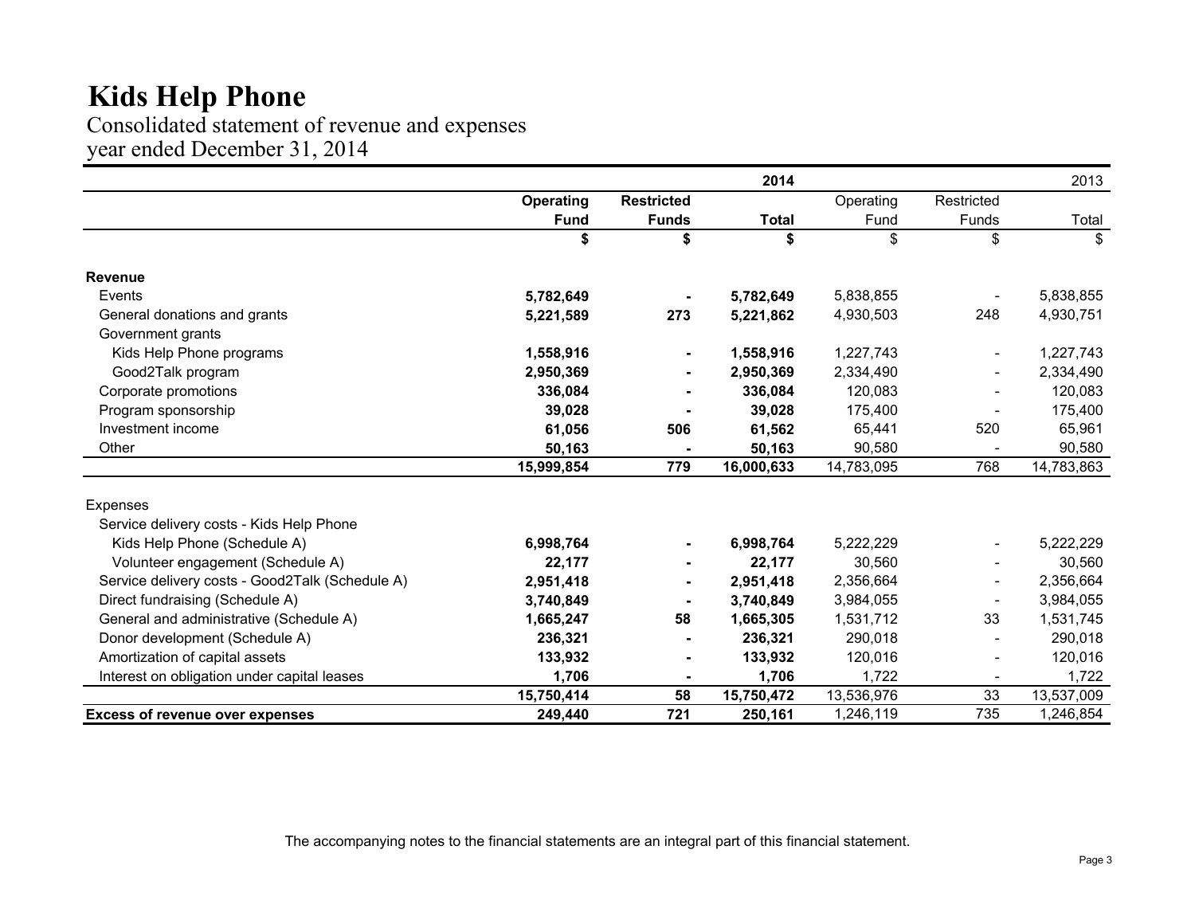# Kids Help Phone

Consolidated statement of revenue and expenses
year ended December 31, 2014

| | 2014 | | | 2013 | | |
|---|---|---|---|---|---|---|
| | **Operating Fund** | **Restricted Funds** | **Total** | Operating Fund | Restricted Funds | Total |
| | **$** | **$** | **$** | $ | $ | $ |
| **Revenue** | | | | | | |
| Events | **5,782,649** | **-** | **5,782,649** | 5,838,855 | - | 5,838,855 |
| General donations and grants | **5,221,589** | **273** | **5,221,862** | 4,930,503 | 248 | 4,930,751 |
| Government grants | | | | | | |
| Kids Help Phone programs | **1,558,916** | **-** | **1,558,916** | 1,227,743 | - | 1,227,743 |
| Good2Talk program | **2,950,369** | **-** | **2,950,369** | 2,334,490 | - | 2,334,490 |
| Corporate promotions | **336,084** | **-** | **336,084** | 120,083 | - | 120,083 |
| Program sponsorship | **39,028** | **-** | **39,028** | 175,400 | - | 175,400 |
| Investment income | **61,056** | **506** | **61,562** | 65,441 | 520 | 65,961 |
| Other | **50,163** | **-** | **50,163** | 90,580 | - | 90,580 |
| | **15,999,854** | **779** | **16,000,633** | 14,783,095 | 768 | 14,783,863 |
| Expenses | | | | | | |
| Service delivery costs - Kids Help Phone | | | | | | |
| Kids Help Phone (Schedule A) | **6,998,764** | **-** | **6,998,764** | 5,222,229 | - | 5,222,229 |
| Volunteer engagement (Schedule A) | **22,177** | **-** | **22,177** | 30,560 | - | 30,560 |
| Service delivery costs - Good2Talk (Schedule A) | **2,951,418** | **-** | **2,951,418** | 2,356,664 | - | 2,356,664 |
| Direct fundraising (Schedule A) | **3,740,849** | **-** | **3,740,849** | 3,984,055 | - | 3,984,055 |
| General and administrative (Schedule A) | **1,665,247** | **58** | **1,665,305** | 1,531,712 | 33 | 1,531,745 |
| Donor development (Schedule A) | **236,321** | **-** | **236,321** | 290,018 | - | 290,018 |
| Amortization of capital assets | **133,932** | **-** | **133,932** | 120,016 | - | 120,016 |
| Interest on obligation under capital leases | **1,706** | **-** | **1,706** | 1,722 | - | 1,722 |
| | **15,750,414** | **58** | **15,750,472** | 13,536,976 | 33 | 13,537,009 |
| **Excess of revenue over expenses** | **249,440** | **721** | **250,161** | 1,246,119 | 735 | 1,246,854 |

The accompanying notes to the financial statements are an integral part of this financial statement.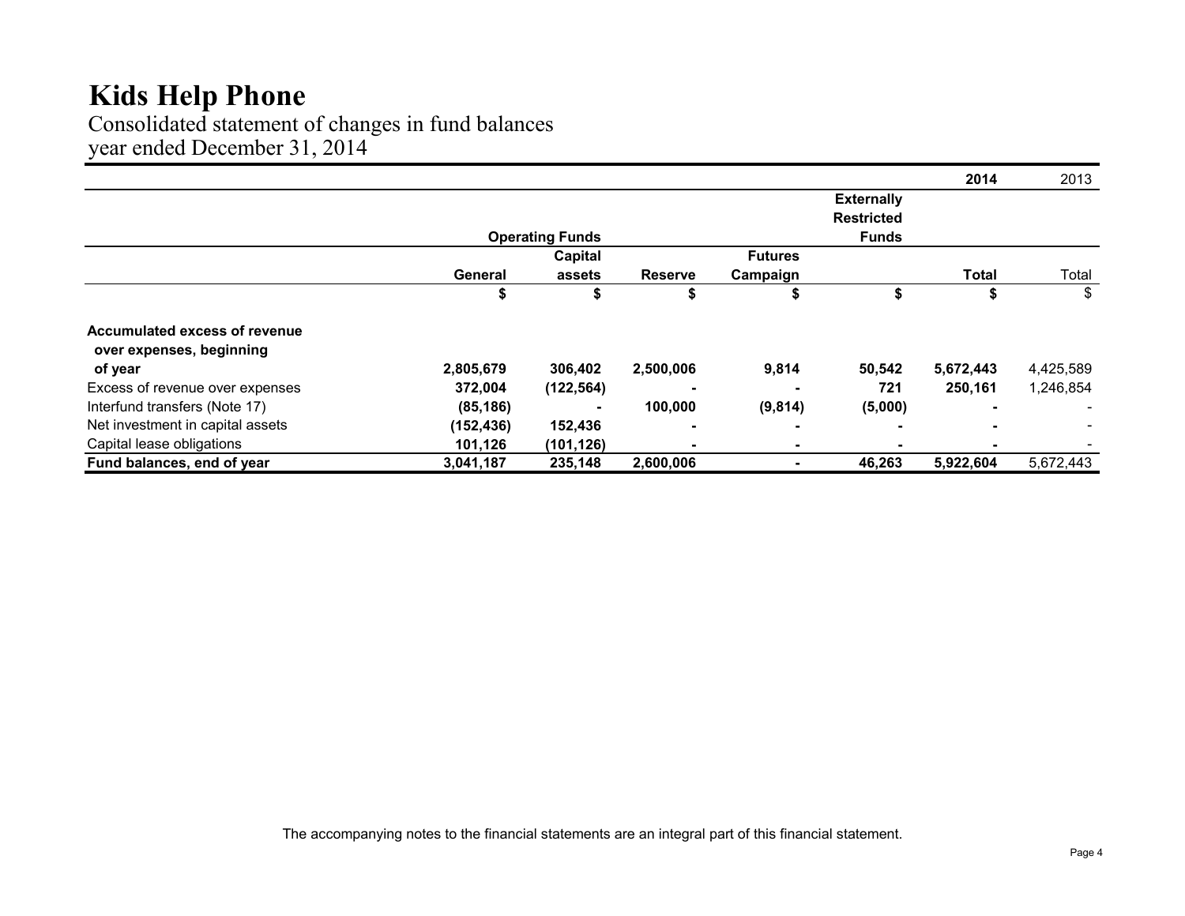# Kids Help Phone

Consolidated statement of changes in fund balances
year ended December 31, 2014

| | Operating Funds | | | | Externally Restricted Funds | 2014 | 2013 |
|---|---|---|---|---|---|---|---|
| | General | Capital assets | Reserve | Futures Campaign | | Total | Total |
| | $ | $ | $ | $ | $ | $ | $ |
| **Accumulated excess of revenue over expenses, beginning of year** | **2,805,679** | **306,402** | **2,500,006** | **9,814** | **50,542** | **5,672,443** | 4,425,589 |
| Excess of revenue over expenses | **372,004** | **(122,564)** | **-** | **-** | **721** | **250,161** | 1,246,854 |
| Interfund transfers (Note 17) | **(85,186)** | **-** | **100,000** | **(9,814)** | **(5,000)** | **-** | - |
| Net investment in capital assets | **(152,436)** | **152,436** | **-** | **-** | **-** | **-** | - |
| Capital lease obligations | **101,126** | **(101,126)** | **-** | **-** | **-** | **-** | - |
| **Fund balances, end of year** | **3,041,187** | **235,148** | **2,600,006** | **-** | **46,263** | **5,922,604** | 5,672,443 |

The accompanying notes to the financial statements are an integral part of this financial statement.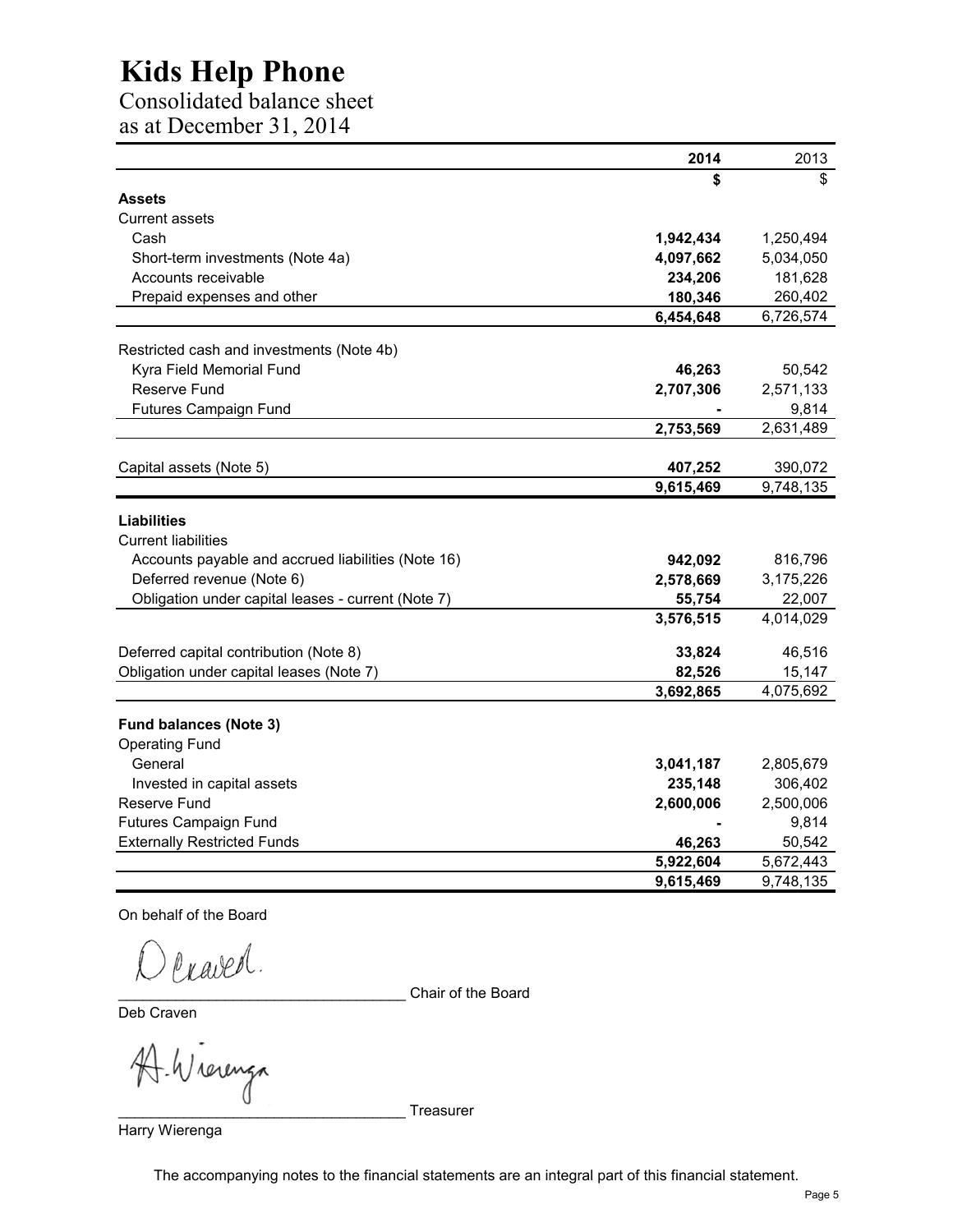# Kids Help Phone

## Consolidated balance sheet

as at December 31, 2014

| | 2014 | 2013 |
|---|---|---|
| | $ | $ |
| **Assets** | | |
| Current assets | | |
| Cash | **1,942,434** | 1,250,494 |
| Short-term investments (Note 4a) | **4,097,662** | 5,034,050 |
| Accounts receivable | **234,206** | 181,628 |
| Prepaid expenses and other | **180,346** | 260,402 |
| | **6,454,648** | 6,726,574 |
| Restricted cash and investments (Note 4b) | | |
| Kyra Field Memorial Fund | **46,263** | 50,542 |
| Reserve Fund | **2,707,306** | 2,571,133 |
| Futures Campaign Fund | **-** | 9,814 |
| | **2,753,569** | 2,631,489 |
| Capital assets (Note 5) | **407,252** | 390,072 |
| | **9,615,469** | 9,748,135 |
| **Liabilities** | | |
| Current liabilities | | |
| Accounts payable and accrued liabilities (Note 16) | **942,092** | 816,796 |
| Deferred revenue (Note 6) | **2,578,669** | 3,175,226 |
| Obligation under capital leases - current (Note 7) | **55,754** | 22,007 |
| | **3,576,515** | 4,014,029 |
| Deferred capital contribution (Note 8) | **33,824** | 46,516 |
| Obligation under capital leases (Note 7) | **82,526** | 15,147 |
| | **3,692,865** | 4,075,692 |
| **Fund balances (Note 3)** | | |
| Operating Fund | | |
| General | **3,041,187** | 2,805,679 |
| Invested in capital assets | **235,148** | 306,402 |
| Reserve Fund | **2,600,006** | 2,500,006 |
| Futures Campaign Fund | **-** | 9,814 |
| Externally Restricted Funds | **46,263** | 50,542 |
| | **5,922,604** | 5,672,443 |
| | **9,615,469** | 9,748,135 |

On behalf of the Board

___________________________________ Chair of the Board

Deb Craven

___________________________________ Treasurer

Harry Wierenga

The accompanying notes to the financial statements are an integral part of this financial statement.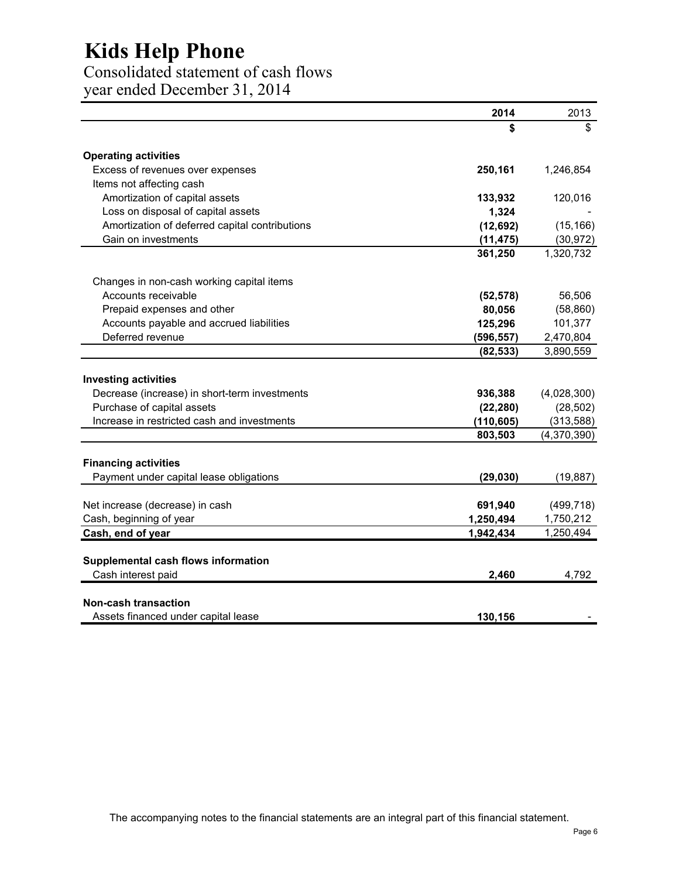# Kids Help Phone

## Consolidated statement of cash flows
## year ended December 31, 2014

| | 2014 | 2013 |
|---|---|---|
| | **$** | $ |
| **Operating activities** | | |
| Excess of revenues over expenses | **250,161** | 1,246,854 |
| Items not affecting cash | | |
| Amortization of capital assets | **133,932** | 120,016 |
| Loss on disposal of capital assets | **1,324** | - |
| Amortization of deferred capital contributions | **(12,692)** | (15,166) |
| Gain on investments | **(11,475)** | (30,972) |
| | **361,250** | 1,320,732 |
| Changes in non-cash working capital items | | |
| Accounts receivable | **(52,578)** | 56,506 |
| Prepaid expenses and other | **80,056** | (58,860) |
| Accounts payable and accrued liabilities | **125,296** | 101,377 |
| Deferred revenue | **(596,557)** | 2,470,804 |
| | **(82,533)** | 3,890,559 |
| **Investing activities** | | |
| Decrease (increase) in short-term investments | **936,388** | (4,028,300) |
| Purchase of capital assets | **(22,280)** | (28,502) |
| Increase in restricted cash and investments | **(110,605)** | (313,588) |
| | **803,503** | (4,370,390) |
| **Financing activities** | | |
| Payment under capital lease obligations | **(29,030)** | (19,887) |
| Net increase (decrease) in cash | **691,940** | (499,718) |
| Cash, beginning of year | **1,250,494** | 1,750,212 |
| **Cash, end of year** | **1,942,434** | 1,250,494 |
| **Supplemental cash flows information** | | |
| Cash interest paid | **2,460** | 4,792 |
| **Non-cash transaction** | | |
| Assets financed under capital lease | **130,156** | - |

The accompanying notes to the financial statements are an integral part of this financial statement.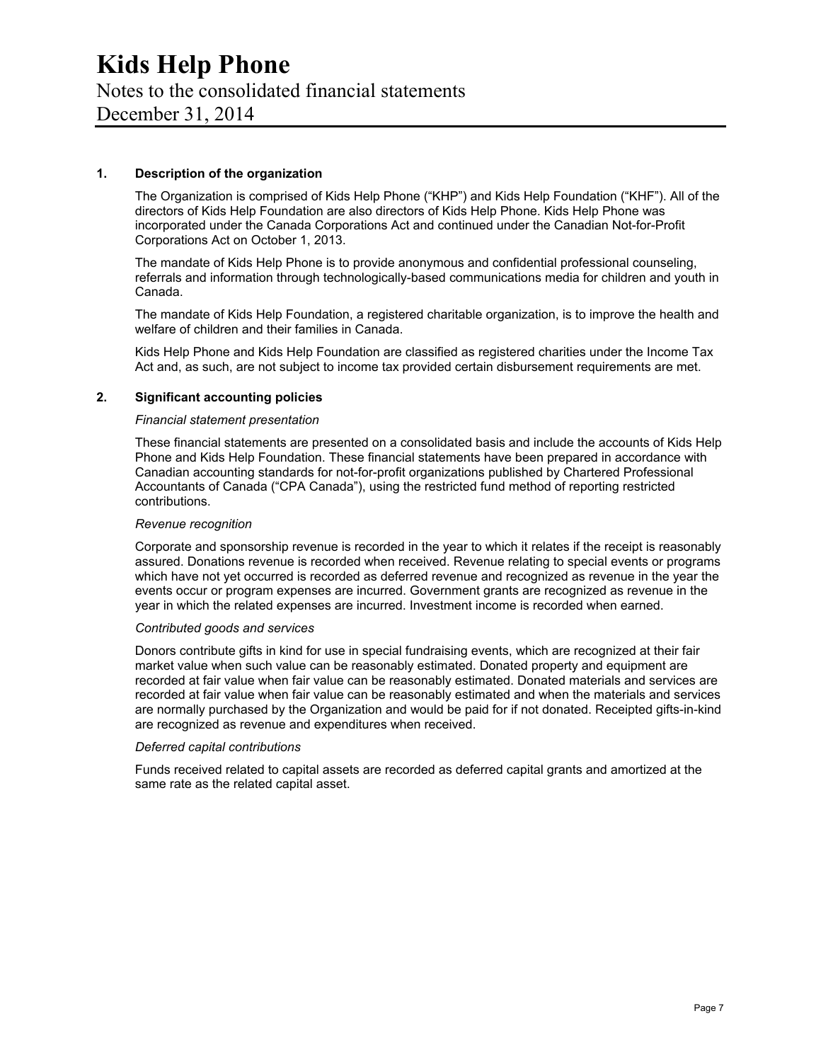# Kids Help Phone

Notes to the consolidated financial statements

December 31, 2014

## 1. Description of the organization

The Organization is comprised of Kids Help Phone ("KHP") and Kids Help Foundation ("KHF"). All of the directors of Kids Help Foundation are also directors of Kids Help Phone. Kids Help Phone was incorporated under the Canada Corporations Act and continued under the Canadian Not-for-Profit Corporations Act on October 1, 2013.

The mandate of Kids Help Phone is to provide anonymous and confidential professional counseling, referrals and information through technologically-based communications media for children and youth in Canada.

The mandate of Kids Help Foundation, a registered charitable organization, is to improve the health and welfare of children and their families in Canada.

Kids Help Phone and Kids Help Foundation are classified as registered charities under the Income Tax Act and, as such, are not subject to income tax provided certain disbursement requirements are met.

## 2. Significant accounting policies

*Financial statement presentation*

These financial statements are presented on a consolidated basis and include the accounts of Kids Help Phone and Kids Help Foundation. These financial statements have been prepared in accordance with Canadian accounting standards for not-for-profit organizations published by Chartered Professional Accountants of Canada ("CPA Canada"), using the restricted fund method of reporting restricted contributions.

*Revenue recognition*

Corporate and sponsorship revenue is recorded in the year to which it relates if the receipt is reasonably assured. Donations revenue is recorded when received. Revenue relating to special events or programs which have not yet occurred is recorded as deferred revenue and recognized as revenue in the year the events occur or program expenses are incurred. Government grants are recognized as revenue in the year in which the related expenses are incurred. Investment income is recorded when earned.

*Contributed goods and services*

Donors contribute gifts in kind for use in special fundraising events, which are recognized at their fair market value when such value can be reasonably estimated. Donated property and equipment are recorded at fair value when fair value can be reasonably estimated. Donated materials and services are recorded at fair value when fair value can be reasonably estimated and when the materials and services are normally purchased by the Organization and would be paid for if not donated. Receipted gifts-in-kind are recognized as revenue and expenditures when received.

*Deferred capital contributions*

Funds received related to capital assets are recorded as deferred capital grants and amortized at the same rate as the related capital asset.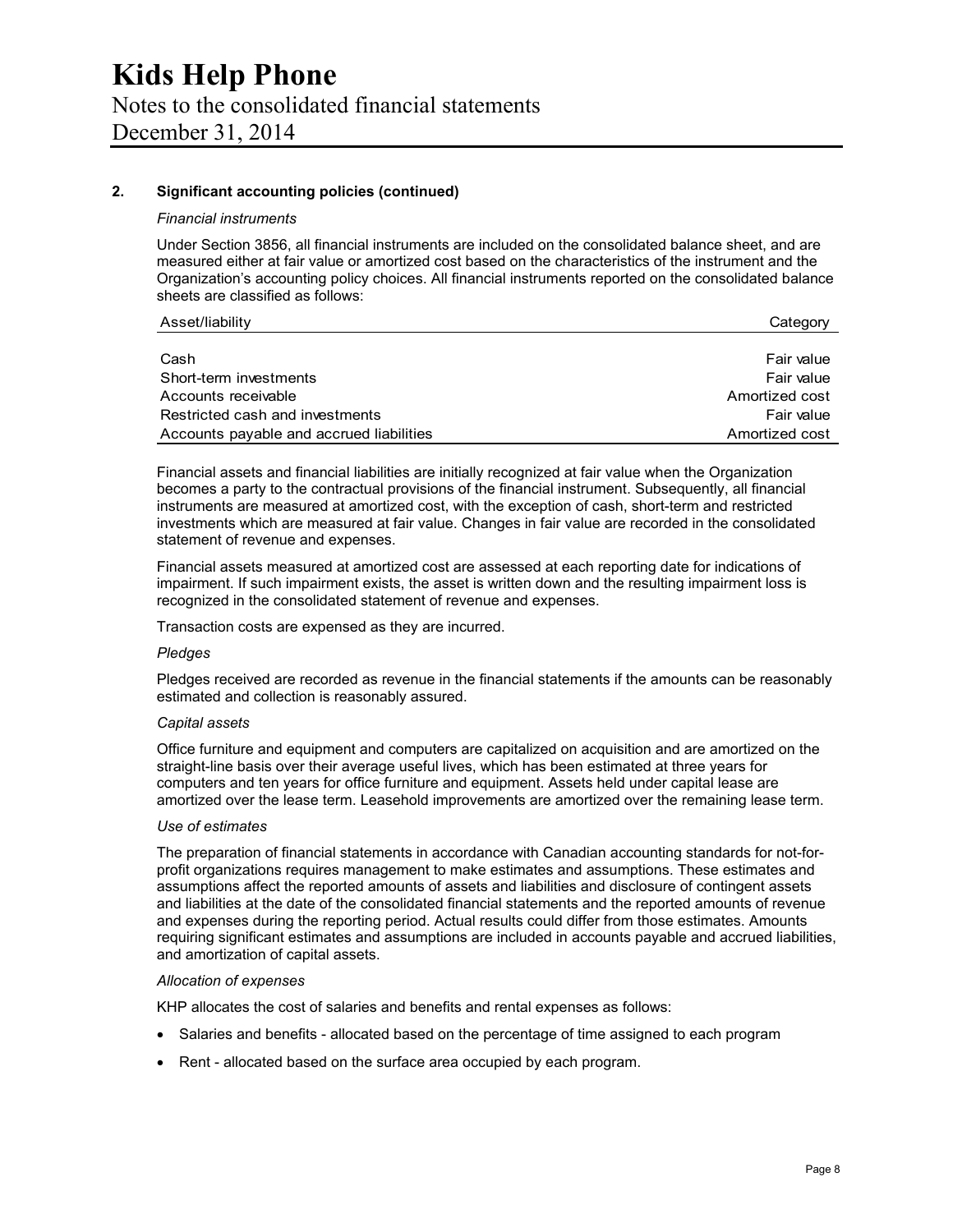## 2. Significant accounting policies (continued)

*Financial instruments*

Under Section 3856, all financial instruments are included on the consolidated balance sheet, and are measured either at fair value or amortized cost based on the characteristics of the instrument and the Organization's accounting policy choices. All financial instruments reported on the consolidated balance sheets are classified as follows:

| Asset/liability | Category |
|---|---|
| Cash | Fair value |
| Short-term investments | Fair value |
| Accounts receivable | Amortized cost |
| Restricted cash and investments | Fair value |
| Accounts payable and accrued liabilities | Amortized cost |

Financial assets and financial liabilities are initially recognized at fair value when the Organization becomes a party to the contractual provisions of the financial instrument. Subsequently, all financial instruments are measured at amortized cost, with the exception of cash, short-term and restricted investments which are measured at fair value. Changes in fair value are recorded in the consolidated statement of revenue and expenses.

Financial assets measured at amortized cost are assessed at each reporting date for indications of impairment. If such impairment exists, the asset is written down and the resulting impairment loss is recognized in the consolidated statement of revenue and expenses.

Transaction costs are expensed as they are incurred.

*Pledges*

Pledges received are recorded as revenue in the financial statements if the amounts can be reasonably estimated and collection is reasonably assured.

*Capital assets*

Office furniture and equipment and computers are capitalized on acquisition and are amortized on the straight-line basis over their average useful lives, which has been estimated at three years for computers and ten years for office furniture and equipment. Assets held under capital lease are amortized over the lease term. Leasehold improvements are amortized over the remaining lease term.

*Use of estimates*

The preparation of financial statements in accordance with Canadian accounting standards for not-for-profit organizations requires management to make estimates and assumptions. These estimates and assumptions affect the reported amounts of assets and liabilities and disclosure of contingent assets and liabilities at the date of the consolidated financial statements and the reported amounts of revenue and expenses during the reporting period. Actual results could differ from those estimates. Amounts requiring significant estimates and assumptions are included in accounts payable and accrued liabilities, and amortization of capital assets.

*Allocation of expenses*

KHP allocates the cost of salaries and benefits and rental expenses as follows:

- Salaries and benefits - allocated based on the percentage of time assigned to each program
- Rent - allocated based on the surface area occupied by each program.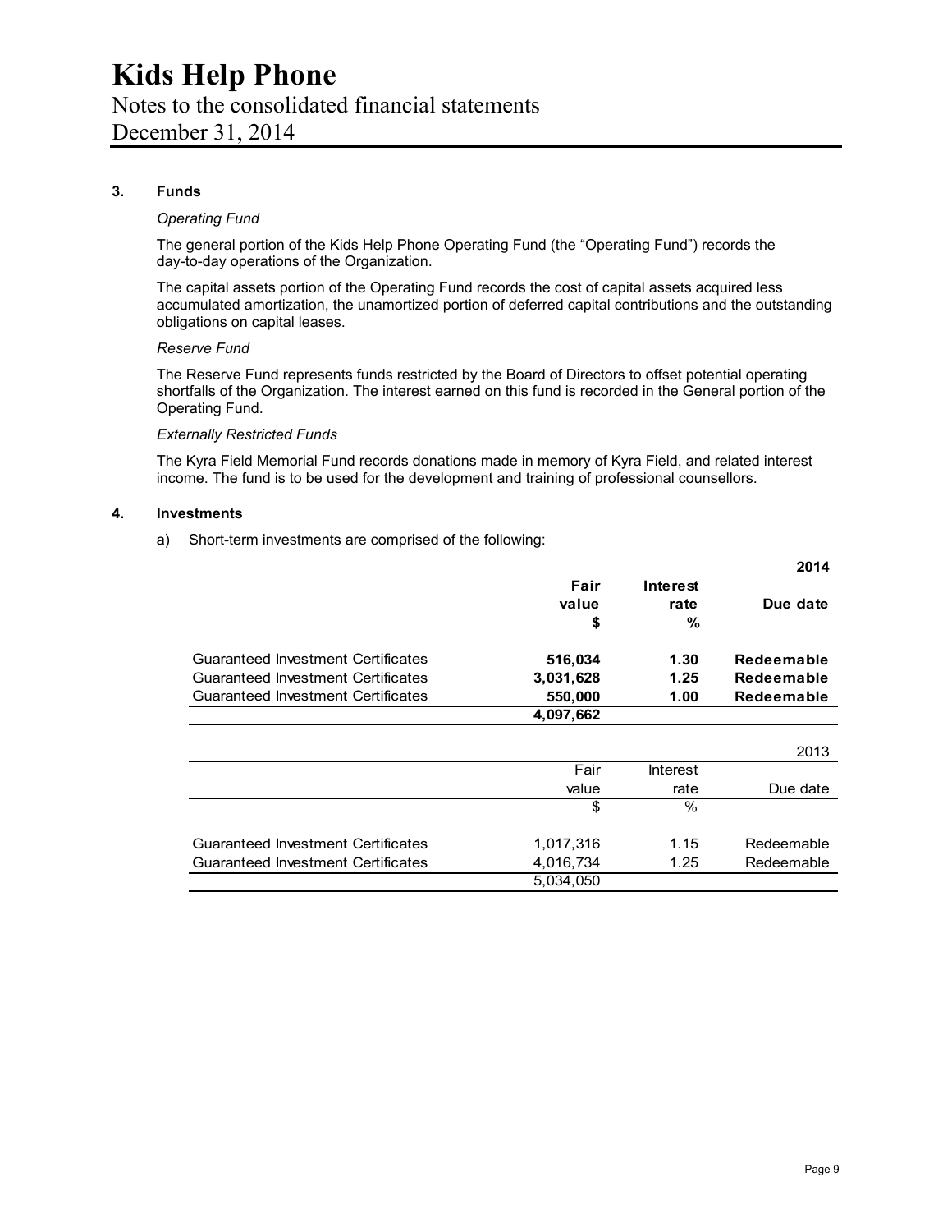### 3. Funds

*Operating Fund*

The general portion of the Kids Help Phone Operating Fund (the "Operating Fund") records the day-to-day operations of the Organization.

The capital assets portion of the Operating Fund records the cost of capital assets acquired less accumulated amortization, the unamortized portion of deferred capital contributions and the outstanding obligations on capital leases.

*Reserve Fund*

The Reserve Fund represents funds restricted by the Board of Directors to offset potential operating shortfalls of the Organization. The interest earned on this fund is recorded in the General portion of the Operating Fund.

*Externally Restricted Funds*

The Kyra Field Memorial Fund records donations made in memory of Kyra Field, and related interest income. The fund is to be used for the development and training of professional counsellors.

### 4. Investments

a) Short-term investments are comprised of the following:

| | | | **2014** |
|---|---|---|---|
| | **Fair value** | **Interest rate** | **Due date** |
| | **$** | **%** | |
| Guaranteed Investment Certificates | **516,034** | **1.30** | **Redeemable** |
| Guaranteed Investment Certificates | **3,031,628** | **1.25** | **Redeemable** |
| Guaranteed Investment Certificates | **550,000** | **1.00** | **Redeemable** |
| | **4,097,662** | | |

| | | | 2013 |
|---|---|---|---|
| | Fair value | Interest rate | Due date |
| | $ | % | |
| Guaranteed Investment Certificates | 1,017,316 | 1.15 | Redeemable |
| Guaranteed Investment Certificates | 4,016,734 | 1.25 | Redeemable |
| | 5,034,050 | | |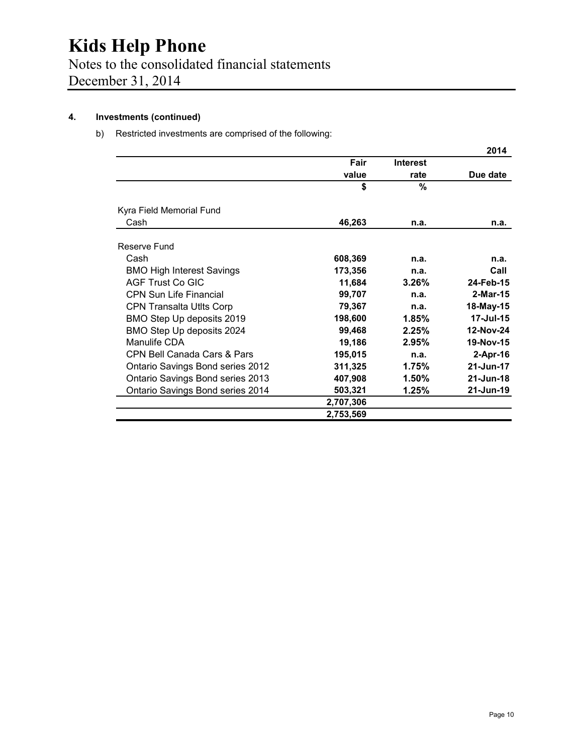# Kids Help Phone

Notes to the consolidated financial statements
December 31, 2014

### 4. Investments (continued)

b) Restricted investments are comprised of the following:

| | | | 2014 |
|---|---|---|---|
| | **Fair value** | **Interest rate** | **Due date** |
| | **$** | **%** | |
| Kyra Field Memorial Fund | | | |
| Cash | **46,263** | **n.a.** | **n.a.** |
| Reserve Fund | | | |
| Cash | **608,369** | **n.a.** | **n.a.** |
| BMO High Interest Savings | **173,356** | **n.a.** | **Call** |
| AGF Trust Co GIC | **11,684** | **3.26%** | **24-Feb-15** |
| CPN Sun Life Financial | **99,707** | **n.a.** | **2-Mar-15** |
| CPN Transalta Utlts Corp | **79,367** | **n.a.** | **18-May-15** |
| BMO Step Up deposits 2019 | **198,600** | **1.85%** | **17-Jul-15** |
| BMO Step Up deposits 2024 | **99,468** | **2.25%** | **12-Nov-24** |
| Manulife CDA | **19,186** | **2.95%** | **19-Nov-15** |
| CPN Bell Canada Cars & Pars | **195,015** | **n.a.** | **2-Apr-16** |
| Ontario Savings Bond series 2012 | **311,325** | **1.75%** | **21-Jun-17** |
| Ontario Savings Bond series 2013 | **407,908** | **1.50%** | **21-Jun-18** |
| Ontario Savings Bond series 2014 | **503,321** | **1.25%** | **21-Jun-19** |
| | **2,707,306** | | |
| | **2,753,569** | | |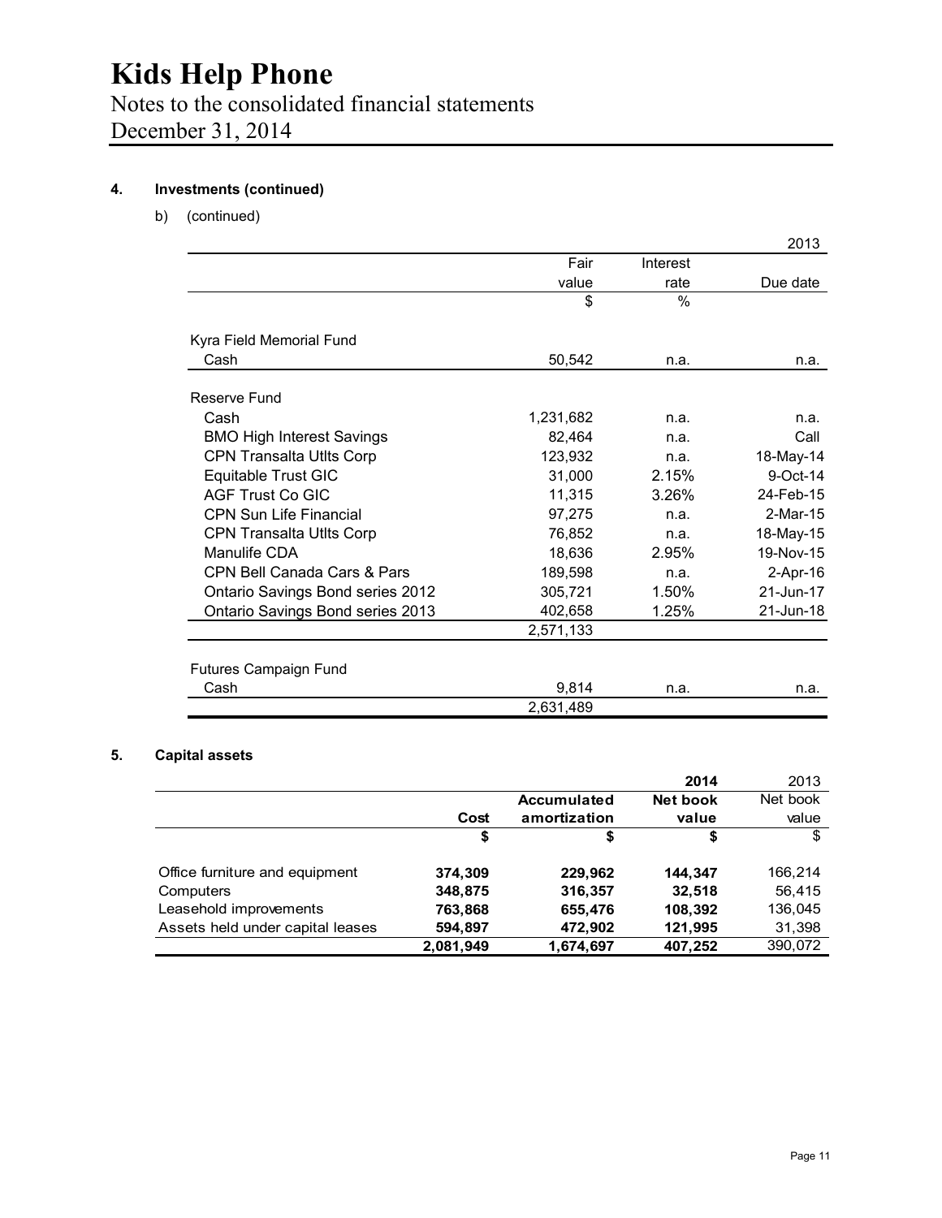# Kids Help Phone

Notes to the consolidated financial statements
December 31, 2014

**4. Investments (continued)**

b) (continued)

| | | | 2013 |
|---|---|---|---|
| | Fair value | Interest rate | Due date |
| | $ | % | |
| **Kyra Field Memorial Fund** | | | |
| Cash | 50,542 | n.a. | n.a. |
| **Reserve Fund** | | | |
| Cash | 1,231,682 | n.a. | n.a. |
| BMO High Interest Savings | 82,464 | n.a. | Call |
| CPN Transalta Utlts Corp | 123,932 | n.a. | 18-May-14 |
| Equitable Trust GIC | 31,000 | 2.15% | 9-Oct-14 |
| AGF Trust Co GIC | 11,315 | 3.26% | 24-Feb-15 |
| CPN Sun Life Financial | 97,275 | n.a. | 2-Mar-15 |
| CPN Transalta Utlts Corp | 76,852 | n.a. | 18-May-15 |
| Manulife CDA | 18,636 | 2.95% | 19-Nov-15 |
| CPN Bell Canada Cars & Pars | 189,598 | n.a. | 2-Apr-16 |
| Ontario Savings Bond series 2012 | 305,721 | 1.50% | 21-Jun-17 |
| Ontario Savings Bond series 2013 | 402,658 | 1.25% | 21-Jun-18 |
| | 2,571,133 | | |
| **Futures Campaign Fund** | | | |
| Cash | 9,814 | n.a. | n.a. |
| | 2,631,489 | | |

**5. Capital assets**

| | | | **2014** | 2013 |
|---|---|---|---|---|
| | **Cost** | **Accumulated amortization** | **Net book value** | Net book value |
| | **$** | **$** | **$** | $ |
| Office furniture and equipment | **374,309** | **229,962** | **144,347** | 166,214 |
| Computers | **348,875** | **316,357** | **32,518** | 56,415 |
| Leasehold improvements | **763,868** | **655,476** | **108,392** | 136,045 |
| Assets held under capital leases | **594,897** | **472,902** | **121,995** | 31,398 |
| | **2,081,949** | **1,674,697** | **407,252** | 390,072 |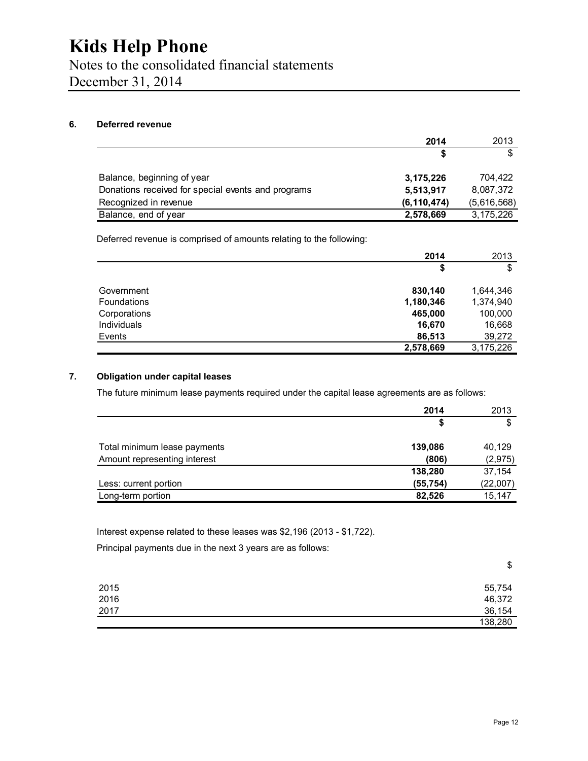# Kids Help Phone

Notes to the consolidated financial statements
December 31, 2014

## 6. Deferred revenue

| | **2014** | 2013 |
|---|---|---|
| | **$** | $ |
| Balance, beginning of year | **3,175,226** | 704,422 |
| Donations received for special events and programs | **5,513,917** | 8,087,372 |
| Recognized in revenue | **(6,110,474)** | (5,616,568) |
| Balance, end of year | **2,578,669** | 3,175,226 |

Deferred revenue is comprised of amounts relating to the following:

| | **2014** | 2013 |
|---|---|---|
| | **$** | $ |
| Government | **830,140** | 1,644,346 |
| Foundations | **1,180,346** | 1,374,940 |
| Corporations | **465,000** | 100,000 |
| Individuals | **16,670** | 16,668 |
| Events | **86,513** | 39,272 |
| | **2,578,669** | 3,175,226 |

## 7. Obligation under capital leases

The future minimum lease payments required under the capital lease agreements are as follows:

| | **2014** | 2013 |
|---|---|---|
| | **$** | $ |
| Total minimum lease payments | **139,086** | 40,129 |
| Amount representing interest | **(806)** | (2,975) |
| | **138,280** | 37,154 |
| Less: current portion | **(55,754)** | (22,007) |
| Long-term portion | **82,526** | 15,147 |

Interest expense related to these leases was $2,196 (2013 - $1,722).

Principal payments due in the next 3 years are as follows:

| | $ |
|---|---|
| 2015 | 55,754 |
| 2016 | 46,372 |
| 2017 | 36,154 |
| | 138,280 |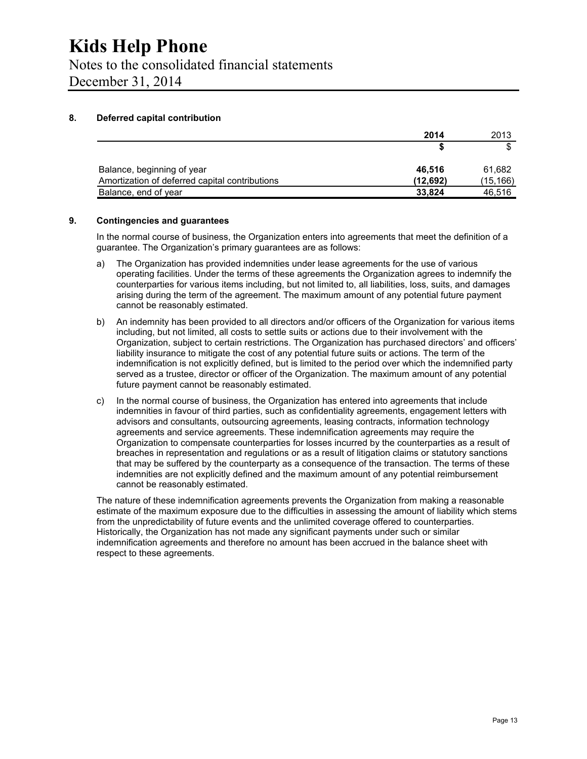## 8. Deferred capital contribution

| | 2014 | 2013 |
|---|---|---|
| | **$** | $ |
| Balance, beginning of year | **46,516** | 61,682 |
| Amortization of deferred capital contributions | **(12,692)** | (15,166) |
| Balance, end of year | **33,824** | 46,516 |

## 9. Contingencies and guarantees

In the normal course of business, the Organization enters into agreements that meet the definition of a guarantee. The Organization's primary guarantees are as follows:

a) The Organization has provided indemnities under lease agreements for the use of various operating facilities. Under the terms of these agreements the Organization agrees to indemnify the counterparties for various items including, but not limited to, all liabilities, loss, suits, and damages arising during the term of the agreement. The maximum amount of any potential future payment cannot be reasonably estimated.

b) An indemnity has been provided to all directors and/or officers of the Organization for various items including, but not limited, all costs to settle suits or actions due to their involvement with the Organization, subject to certain restrictions. The Organization has purchased directors' and officers' liability insurance to mitigate the cost of any potential future suits or actions. The term of the indemnification is not explicitly defined, but is limited to the period over which the indemnified party served as a trustee, director or officer of the Organization. The maximum amount of any potential future payment cannot be reasonably estimated.

c) In the normal course of business, the Organization has entered into agreements that include indemnities in favour of third parties, such as confidentiality agreements, engagement letters with advisors and consultants, outsourcing agreements, leasing contracts, information technology agreements and service agreements. These indemnification agreements may require the Organization to compensate counterparties for losses incurred by the counterparties as a result of breaches in representation and regulations or as a result of litigation claims or statutory sanctions that may be suffered by the counterparty as a consequence of the transaction. The terms of these indemnities are not explicitly defined and the maximum amount of any potential reimbursement cannot be reasonably estimated.

The nature of these indemnification agreements prevents the Organization from making a reasonable estimate of the maximum exposure due to the difficulties in assessing the amount of liability which stems from the unpredictability of future events and the unlimited coverage offered to counterparties. Historically, the Organization has not made any significant payments under such or similar indemnification agreements and therefore no amount has been accrued in the balance sheet with respect to these agreements.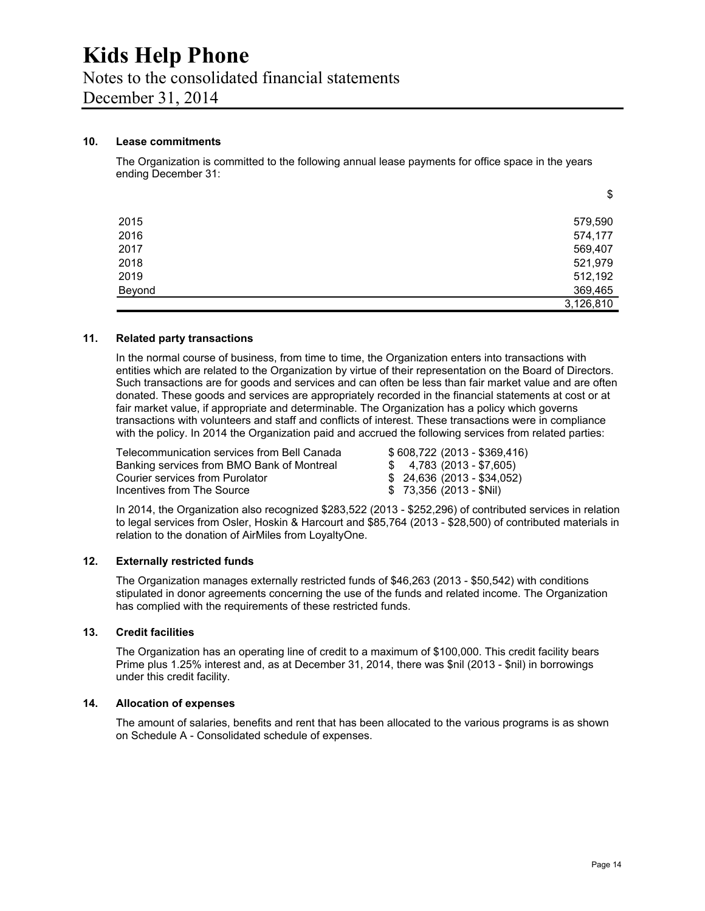# Kids Help Phone

Notes to the consolidated financial statements
December 31, 2014

### 10. Lease commitments

The Organization is committed to the following annual lease payments for office space in the years ending December 31:

| | $ |
|---|---:|
| 2015 | 579,590 |
| 2016 | 574,177 |
| 2017 | 569,407 |
| 2018 | 521,979 |
| 2019 | 512,192 |
| Beyond | 369,465 |
| | 3,126,810 |

### 11. Related party transactions

In the normal course of business, from time to time, the Organization enters into transactions with entities which are related to the Organization by virtue of their representation on the Board of Directors. Such transactions are for goods and services and can often be less than fair market value and are often donated. These goods and services are appropriately recorded in the financial statements at cost or at fair market value, if appropriate and determinable. The Organization has a policy which governs transactions with volunteers and staff and conflicts of interest. These transactions were in compliance with the policy. In 2014 the Organization paid and accrued the following services from related parties:

| | |
|---|---|
| Telecommunication services from Bell Canada | $ 608,722 (2013 - $369,416) |
| Banking services from BMO Bank of Montreal | $ 4,783 (2013 - $7,605) |
| Courier services from Purolator | $ 24,636 (2013 - $34,052) |
| Incentives from The Source | $ 73,356 (2013 - $Nil) |

In 2014, the Organization also recognized $283,522 (2013 - $252,296) of contributed services in relation to legal services from Osler, Hoskin & Harcourt and $85,764 (2013 - $28,500) of contributed materials in relation to the donation of AirMiles from LoyaltyOne.

### 12. Externally restricted funds

The Organization manages externally restricted funds of $46,263 (2013 - $50,542) with conditions stipulated in donor agreements concerning the use of the funds and related income. The Organization has complied with the requirements of these restricted funds.

### 13. Credit facilities

The Organization has an operating line of credit to a maximum of $100,000. This credit facility bears Prime plus 1.25% interest and, as at December 31, 2014, there was $nil (2013 - $nil) in borrowings under this credit facility.

### 14. Allocation of expenses

The amount of salaries, benefits and rent that has been allocated to the various programs is as shown on Schedule A - Consolidated schedule of expenses.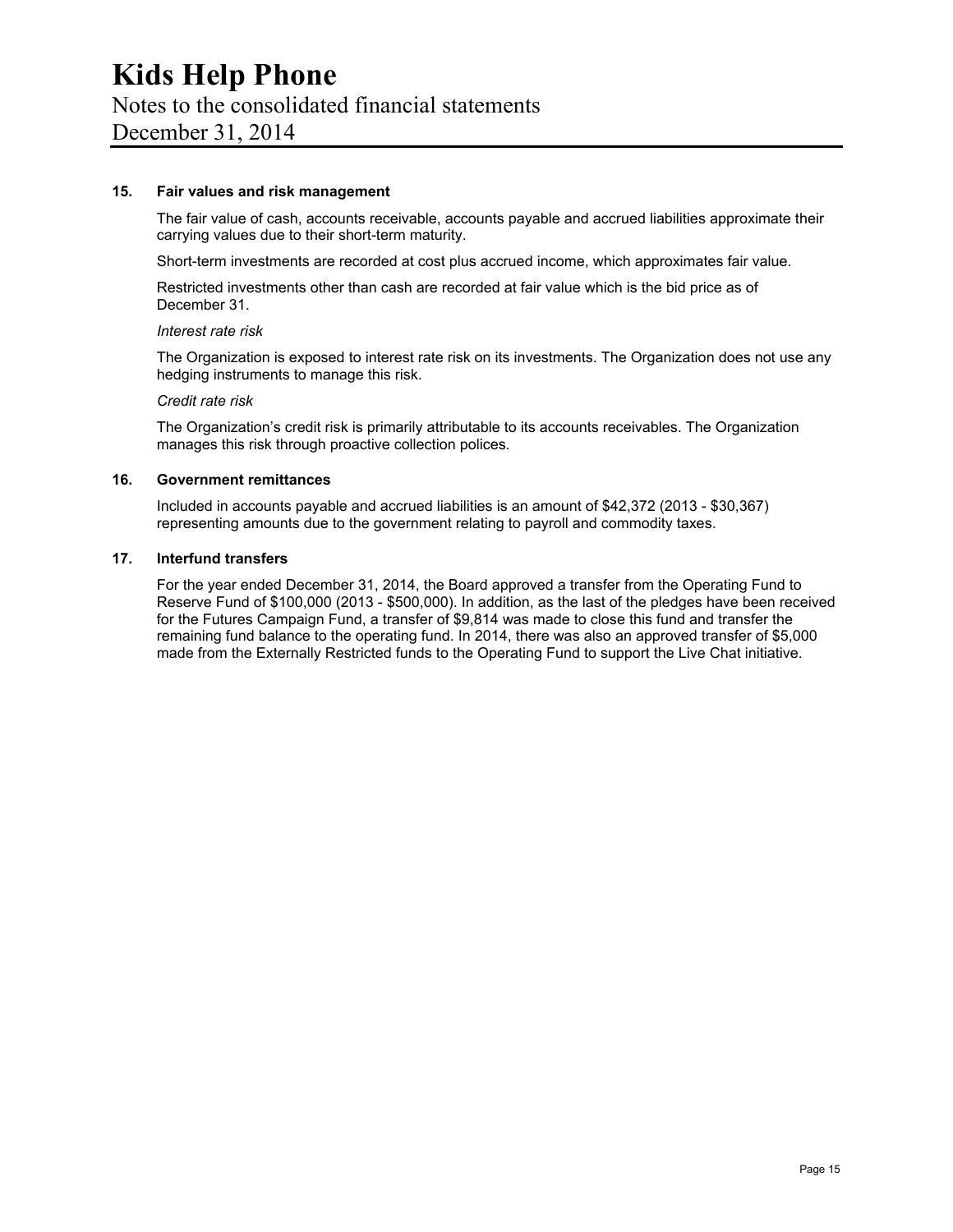### 15. Fair values and risk management

The fair value of cash, accounts receivable, accounts payable and accrued liabilities approximate their carrying values due to their short-term maturity.

Short-term investments are recorded at cost plus accrued income, which approximates fair value.

Restricted investments other than cash are recorded at fair value which is the bid price as of December 31.

*Interest rate risk*

The Organization is exposed to interest rate risk on its investments. The Organization does not use any hedging instruments to manage this risk.

*Credit rate risk*

The Organization's credit risk is primarily attributable to its accounts receivables. The Organization manages this risk through proactive collection polices.

### 16. Government remittances

Included in accounts payable and accrued liabilities is an amount of $42,372 (2013 - $30,367) representing amounts due to the government relating to payroll and commodity taxes.

### 17. Interfund transfers

For the year ended December 31, 2014, the Board approved a transfer from the Operating Fund to Reserve Fund of $100,000 (2013 - $500,000). In addition, as the last of the pledges have been received for the Futures Campaign Fund, a transfer of $9,814 was made to close this fund and transfer the remaining fund balance to the operating fund. In 2014, there was also an approved transfer of $5,000 made from the Externally Restricted funds to the Operating Fund to support the Live Chat initiative.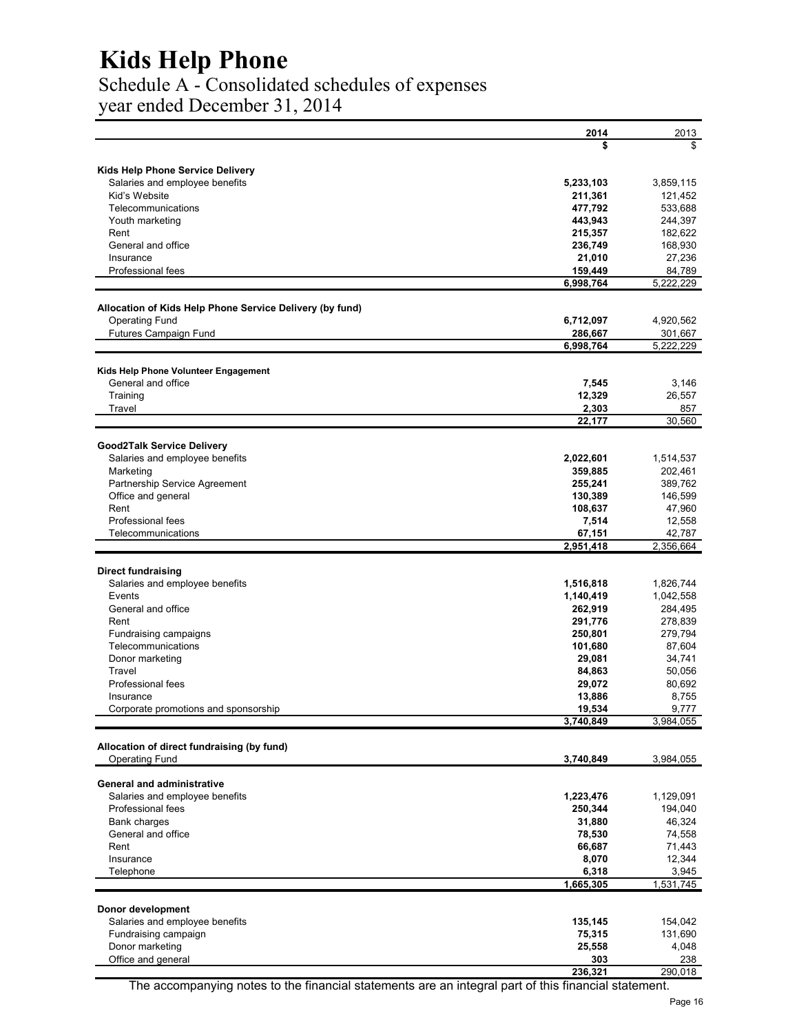# Kids Help Phone

## Schedule A - Consolidated schedules of expenses

## year ended December 31, 2014

| | 2014 | 2013 |
|---|---|---|
| | $ | $ |
| **Kids Help Phone Service Delivery** | | |
| Salaries and employee benefits | **5,233,103** | 3,859,115 |
| Kid's Website | **211,361** | 121,452 |
| Telecommunications | **477,792** | 533,688 |
| Youth marketing | **443,943** | 244,397 |
| Rent | **215,357** | 182,622 |
| General and office | **236,749** | 168,930 |
| Insurance | **21,010** | 27,236 |
| Professional fees | **159,449** | 84,789 |
| | **6,998,764** | 5,222,229 |
| **Allocation of Kids Help Phone Service Delivery (by fund)** | | |
| Operating Fund | **6,712,097** | 4,920,562 |
| Futures Campaign Fund | **286,667** | 301,667 |
| | **6,998,764** | 5,222,229 |
| **Kids Help Phone Volunteer Engagement** | | |
| General and office | **7,545** | 3,146 |
| Training | **12,329** | 26,557 |
| Travel | **2,303** | 857 |
| | **22,177** | 30,560 |
| **Good2Talk Service Delivery** | | |
| Salaries and employee benefits | **2,022,601** | 1,514,537 |
| Marketing | **359,885** | 202,461 |
| Partnership Service Agreement | **255,241** | 389,762 |
| Office and general | **130,389** | 146,599 |
| Rent | **108,637** | 47,960 |
| Professional fees | **7,514** | 12,558 |
| Telecommunications | **67,151** | 42,787 |
| | **2,951,418** | 2,356,664 |
| **Direct fundraising** | | |
| Salaries and employee benefits | **1,516,818** | 1,826,744 |
| Events | **1,140,419** | 1,042,558 |
| General and office | **262,919** | 284,495 |
| Rent | **291,776** | 278,839 |
| Fundraising campaigns | **250,801** | 279,794 |
| Telecommunications | **101,680** | 87,604 |
| Donor marketing | **29,081** | 34,741 |
| Travel | **84,863** | 50,056 |
| Professional fees | **29,072** | 80,692 |
| Insurance | **13,886** | 8,755 |
| Corporate promotions and sponsorship | **19,534** | 9,777 |
| | **3,740,849** | 3,984,055 |
| **Allocation of direct fundraising (by fund)** | | |
| Operating Fund | **3,740,849** | 3,984,055 |
| **General and administrative** | | |
| Salaries and employee benefits | **1,223,476** | 1,129,091 |
| Professional fees | **250,344** | 194,040 |
| Bank charges | **31,880** | 46,324 |
| General and office | **78,530** | 74,558 |
| Rent | **66,687** | 71,443 |
| Insurance | **8,070** | 12,344 |
| Telephone | **6,318** | 3,945 |
| | **1,665,305** | 1,531,745 |
| **Donor development** | | |
| Salaries and employee benefits | **135,145** | 154,042 |
| Fundraising campaign | **75,315** | 131,690 |
| Donor marketing | **25,558** | 4,048 |
| Office and general | **303** | 238 |
| | **236,321** | 290,018 |

The accompanying notes to the financial statements are an integral part of this financial statement.